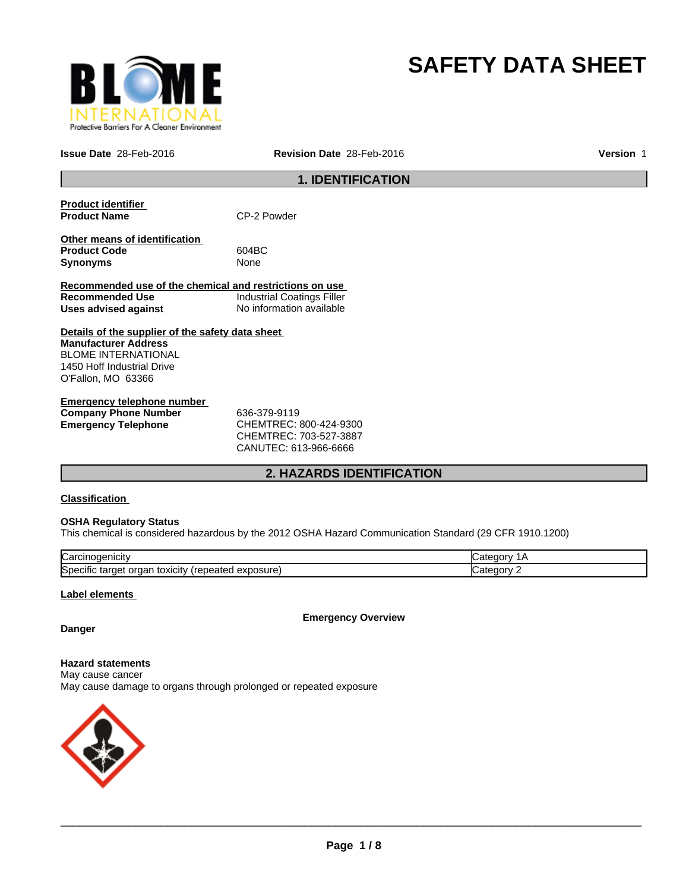# SAFETY DATA SHEET

**Issue Date** 28-Feb-2016 **Revision Date** 28-Feb-2016 **Version** 1

## 1. IDENTIFICATION

**Product identifier**

**Product Name** CP-2 Powder

**Other means of identification**

**Product Code** 604BC

**Synonyms** None

**Recommended use of the chemical and restrictions on use**

**Recommended Use** Industrial Coatings Filler

**Uses advised against** No information available

**Details of the supplier of the safety data sheet**

**Manufacturer Address**
BLOME INTERNATIONAL
1450 Hoff Industrial Drive
O'Fallon, MO 63366

**Emergency telephone number**

**Company Phone Number** 636-379-9119

**Emergency Telephone** CHEMTREC: 800-424-9300
CHEMTREC: 703-527-3887
CANUTEC: 613-966-6666

## 2. HAZARDS IDENTIFICATION

**Classification**

**OSHA Regulatory Status**
This chemical is considered hazardous by the 2012 OSHA Hazard Communication Standard (29 CFR 1910.1200)

| Carcinogenicity | Category 1A |
|---|---|
| Specific target organ toxicity (repeated exposure) | Category 2 |

**Label elements**

**Emergency Overview**

**Danger**

**Hazard statements**
May cause cancer
May cause damage to organs through prolonged or repeated exposure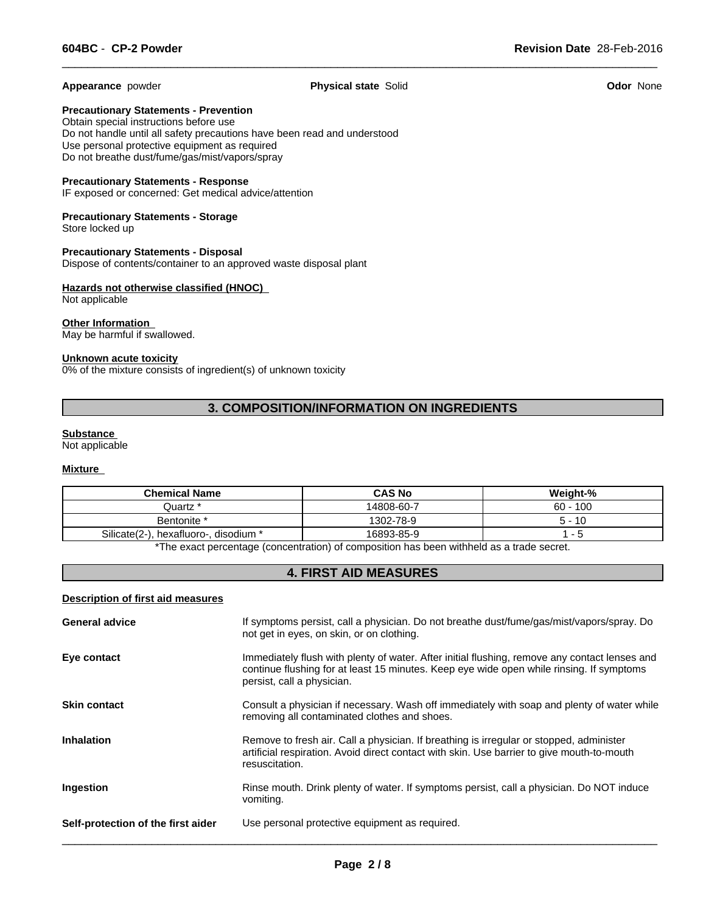**Appearance** powder **Physical state** Solid **Odor** None

**Precautionary Statements - Prevention**
Obtain special instructions before use
Do not handle until all safety precautions have been read and understood
Use personal protective equipment as required
Do not breathe dust/fume/gas/mist/vapors/spray

**Precautionary Statements - Response**
IF exposed or concerned: Get medical advice/attention

**Precautionary Statements - Storage**
Store locked up

**Precautionary Statements - Disposal**
Dispose of contents/container to an approved waste disposal plant

**Hazards not otherwise classified (HNOC)**
Not applicable

**Other Information**
May be harmful if swallowed.

**Unknown acute toxicity**
0% of the mixture consists of ingredient(s) of unknown toxicity

## 3. COMPOSITION/INFORMATION ON INGREDIENTS

**Substance**
Not applicable

**Mixture**

| Chemical Name | CAS No | Weight-% |
|---|---|---|
| Quartz * | 14808-60-7 | 60 - 100 |
| Bentonite * | 1302-78-9 | 5 - 10 |
| Silicate(2-), hexafluoro-, disodium * | 16893-85-9 | 1 - 5 |

*The exact percentage (concentration) of composition has been withheld as a trade secret.

## 4. FIRST AID MEASURES

**Description of first aid measures**

**General advice** If symptoms persist, call a physician. Do not breathe dust/fume/gas/mist/vapors/spray. Do not get in eyes, on skin, or on clothing.

**Eye contact** Immediately flush with plenty of water. After initial flushing, remove any contact lenses and continue flushing for at least 15 minutes. Keep eye wide open while rinsing. If symptoms persist, call a physician.

**Skin contact** Consult a physician if necessary. Wash off immediately with soap and plenty of water while removing all contaminated clothes and shoes.

**Inhalation** Remove to fresh air. Call a physician. If breathing is irregular or stopped, administer artificial respiration. Avoid direct contact with skin. Use barrier to give mouth-to-mouth resuscitation.

**Ingestion** Rinse mouth. Drink plenty of water. If symptoms persist, call a physician. Do NOT induce vomiting.

**Self-protection of the first aider** Use personal protective equipment as required.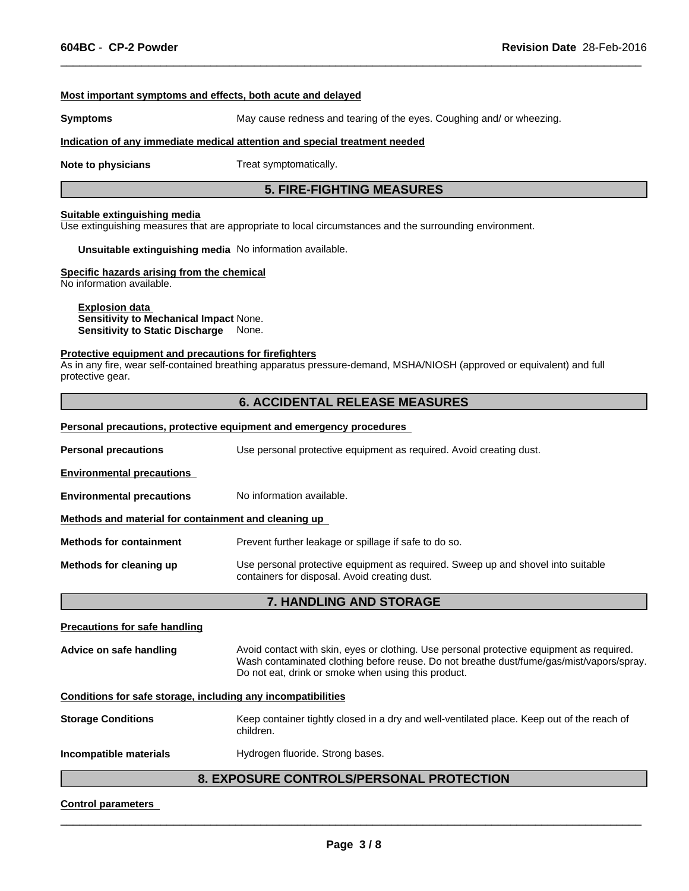**Most important symptoms and effects, both acute and delayed**

**Symptoms** May cause redness and tearing of the eyes. Coughing and/ or wheezing.

**Indication of any immediate medical attention and special treatment needed**

**Note to physicians** Treat symptomatically.

## 5. FIRE-FIGHTING MEASURES

**Suitable extinguishing media**

Use extinguishing measures that are appropriate to local circumstances and the surrounding environment.

**Unsuitable extinguishing media** No information available.

**Specific hazards arising from the chemical**

No information available.

**Explosion data**

**Sensitivity to Mechanical Impact** None.

**Sensitivity to Static Discharge** None.

**Protective equipment and precautions for firefighters**

As in any fire, wear self-contained breathing apparatus pressure-demand, MSHA/NIOSH (approved or equivalent) and full protective gear.

## 6. ACCIDENTAL RELEASE MEASURES

**Personal precautions, protective equipment and emergency procedures**

**Personal precautions** Use personal protective equipment as required. Avoid creating dust.

**Environmental precautions**

**Environmental precautions** No information available.

**Methods and material for containment and cleaning up**

**Methods for containment** Prevent further leakage or spillage if safe to do so.

**Methods for cleaning up** Use personal protective equipment as required. Sweep up and shovel into suitable containers for disposal. Avoid creating dust.

## 7. HANDLING AND STORAGE

**Precautions for safe handling**

**Advice on safe handling** Avoid contact with skin, eyes or clothing. Use personal protective equipment as required. Wash contaminated clothing before reuse. Do not breathe dust/fume/gas/mist/vapors/spray. Do not eat, drink or smoke when using this product.

**Conditions for safe storage, including any incompatibilities**

**Storage Conditions** Keep container tightly closed in a dry and well-ventilated place. Keep out of the reach of children.

**Incompatible materials** Hydrogen fluoride. Strong bases.

## 8. EXPOSURE CONTROLS/PERSONAL PROTECTION

**Control parameters**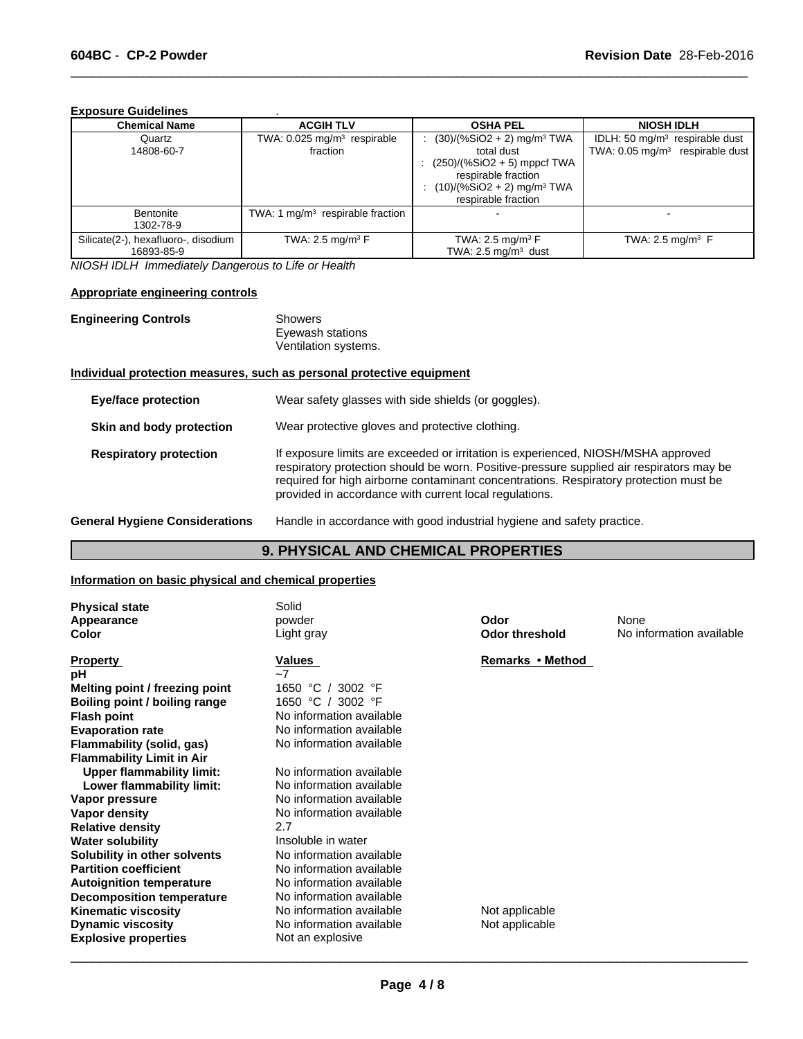**Exposure Guidelines** .

| Chemical Name | ACGIH TLV | OSHA PEL | NIOSH IDLH |
|---|---|---|---|
| Quartz<br>14808-60-7 | TWA: 0.025 mg/m³ respirable fraction | : (30)/(%SiO2 + 2) mg/m³ TWA total dust<br>: (250)/(%SiO2 + 5) mppcf TWA respirable fraction<br>: (10)/(%SiO2 + 2) mg/m³ TWA respirable fraction | IDLH: 50 mg/m³ respirable dust<br>TWA: 0.05 mg/m³ respirable dust |
| Bentonite<br>1302-78-9 | TWA: 1 mg/m³ respirable fraction | - | - |
| Silicate(2-), hexafluoro-, disodium<br>16893-85-9 | TWA: 2.5 mg/m³ F | TWA: 2.5 mg/m³ F<br>TWA: 2.5 mg/m³ dust | TWA: 2.5 mg/m³ F |

*NIOSH IDLH Immediately Dangerous to Life or Health*

**Appropriate engineering controls**

**Engineering Controls** Showers
Eyewash stations
Ventilation systems.

**Individual protection measures, such as personal protective equipment**

**Eye/face protection** Wear safety glasses with side shields (or goggles).

**Skin and body protection** Wear protective gloves and protective clothing.

**Respiratory protection** If exposure limits are exceeded or irritation is experienced, NIOSH/MSHA approved respiratory protection should be worn. Positive-pressure supplied air respirators may be required for high airborne contaminant concentrations. Respiratory protection must be provided in accordance with current local regulations.

**General Hygiene Considerations** Handle in accordance with good industrial hygiene and safety practice.

## 9. PHYSICAL AND CHEMICAL PROPERTIES

**Information on basic physical and chemical properties**

**Physical state** Solid
**Appearance** powder
**Color** Light gray
**Odor** None
**Odor threshold** No information available

| Property | Values | Remarks • Method |
|---|---|---|
| pH | ~7 | |
| Melting point / freezing point | 1650 °C / 3002 °F | |
| Boiling point / boiling range | 1650 °C / 3002 °F | |
| Flash point | No information available | |
| Evaporation rate | No information available | |
| Flammability (solid, gas) | No information available | |
| Flammability Limit in Air | | |
| Upper flammability limit: | No information available | |
| Lower flammability limit: | No information available | |
| Vapor pressure | No information available | |
| Vapor density | No information available | |
| Relative density | 2.7 | |
| Water solubility | Insoluble in water | |
| Solubility in other solvents | No information available | |
| Partition coefficient | No information available | |
| Autoignition temperature | No information available | |
| Decomposition temperature | No information available | |
| Kinematic viscosity | No information available | Not applicable |
| Dynamic viscosity | No information available | Not applicable |
| Explosive properties | Not an explosive | |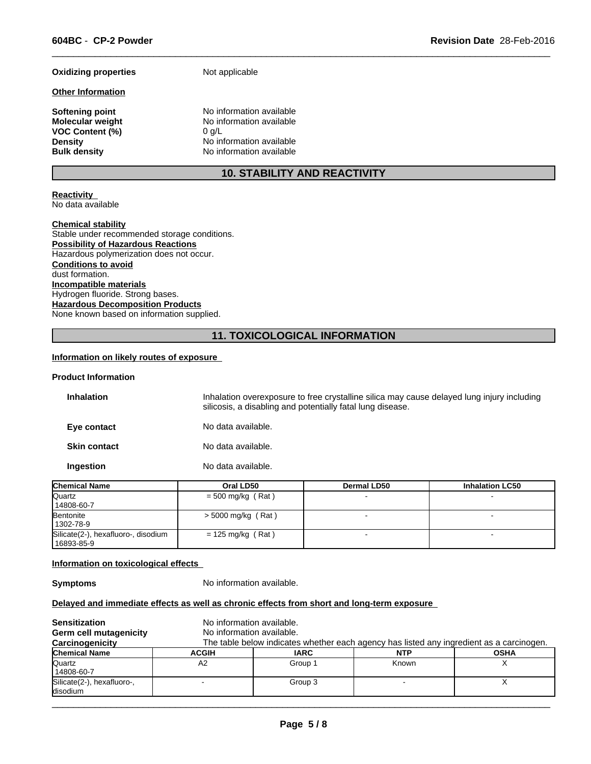**Oxidizing properties** Not applicable

**Other Information**

**Softening point** No information available
**Molecular weight** No information available
**VOC Content (%)** 0 g/L
**Density** No information available
**Bulk density** No information available

## 10. STABILITY AND REACTIVITY

**Reactivity**
No data available

**Chemical stability**
Stable under recommended storage conditions.
**Possibility of Hazardous Reactions**
Hazardous polymerization does not occur.
**Conditions to avoid**
dust formation.
**Incompatible materials**
Hydrogen fluoride. Strong bases.
**Hazardous Decomposition Products**
None known based on information supplied.

## 11. TOXICOLOGICAL INFORMATION

**Information on likely routes of exposure**

**Product Information**

**Inhalation** Inhalation overexposure to free crystalline silica may cause delayed lung injury including silicosis, a disabling and potentially fatal lung disease.

**Eye contact** No data available.

**Skin contact** No data available.

**Ingestion** No data available.

| Chemical Name | Oral LD50 | Dermal LD50 | Inhalation LC50 |
|---|---|---|---|
| Quartz 14808-60-7 | = 500 mg/kg ( Rat ) | - | - |
| Bentonite 1302-78-9 | > 5000 mg/kg ( Rat ) | - | - |
| Silicate(2-), hexafluoro-, disodium 16893-85-9 | = 125 mg/kg ( Rat ) | - | - |

**Information on toxicological effects**

**Symptoms** No information available.

**Delayed and immediate effects as well as chronic effects from short and long-term exposure**

**Sensitization** No information available.
**Germ cell mutagenicity** No information available.
**Carcinogenicity** The table below indicates whether each agency has listed any ingredient as a carcinogen.

| Chemical Name | ACGIH | IARC | NTP | OSHA |
|---|---|---|---|---|
| Quartz 14808-60-7 | A2 | Group 1 | Known | X |
| Silicate(2-), hexafluoro-, disodium | - | Group 3 | - | X |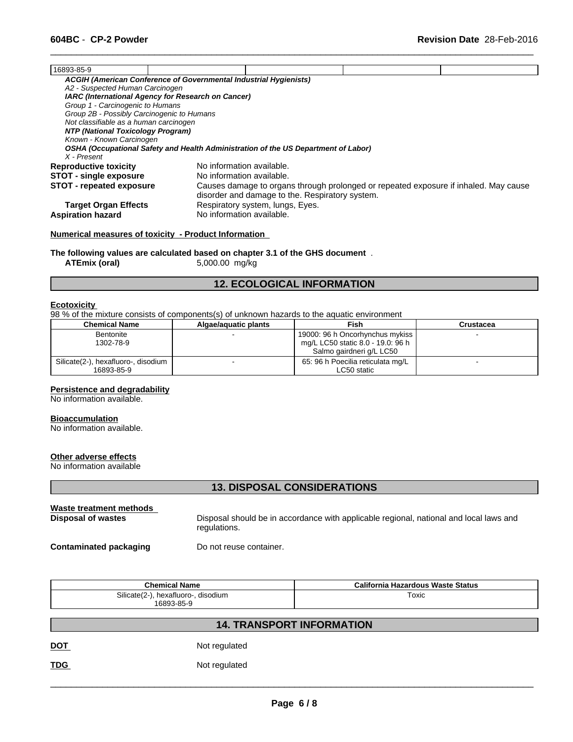| 16893-85-9 | | | | |
|---|---|---|---|---|

*ACGIH (American Conference of Governmental Industrial Hygienists)*
*A2 - Suspected Human Carcinogen*
*IARC (International Agency for Research on Cancer)*
*Group 1 - Carcinogenic to Humans*
*Group 2B - Possibly Carcinogenic to Humans*
*Not classifiable as a human carcinogen*
*NTP (National Toxicology Program)*
*Known - Known Carcinogen*
*OSHA (Occupational Safety and Health Administration of the US Department of Labor)*
*X - Present*

**Reproductive toxicity** No information available.
**STOT - single exposure** No information available.
**STOT - repeated exposure** Causes damage to organs through prolonged or repeated exposure if inhaled. May cause disorder and damage to the. Respiratory system.
**Target Organ Effects** Respiratory system, lungs, Eyes.
**Aspiration hazard** No information available.

**Numerical measures of toxicity - Product Information**

**The following values are calculated based on chapter 3.1 of the GHS document** .
**ATEmix (oral)** 5,000.00 mg/kg

## 12. ECOLOGICAL INFORMATION

**Ecotoxicity**
98 % of the mixture consists of components(s) of unknown hazards to the aquatic environment

| Chemical Name | Algae/aquatic plants | Fish | Crustacea |
|---|---|---|---|
| Bentonite 1302-78-9 | - | 19000: 96 h Oncorhynchus mykiss mg/L LC50 static 8.0 - 19.0: 96 h Salmo gairdneri g/L LC50 | - |
| Silicate(2-), hexafluoro-, disodium 16893-85-9 | - | 65: 96 h Poecilia reticulata mg/L LC50 static | - |

**Persistence and degradability**
No information available.

**Bioaccumulation**
No information available.

**Other adverse effects**
No information available

## 13. DISPOSAL CONSIDERATIONS

**Waste treatment methods**
**Disposal of wastes** Disposal should be in accordance with applicable regional, national and local laws and regulations.

**Contaminated packaging** Do not reuse container.

| Chemical Name | California Hazardous Waste Status |
|---|---|
| Silicate(2-), hexafluoro-, disodium 16893-85-9 | Toxic |

## 14. TRANSPORT INFORMATION

**DOT** Not regulated

**TDG** Not regulated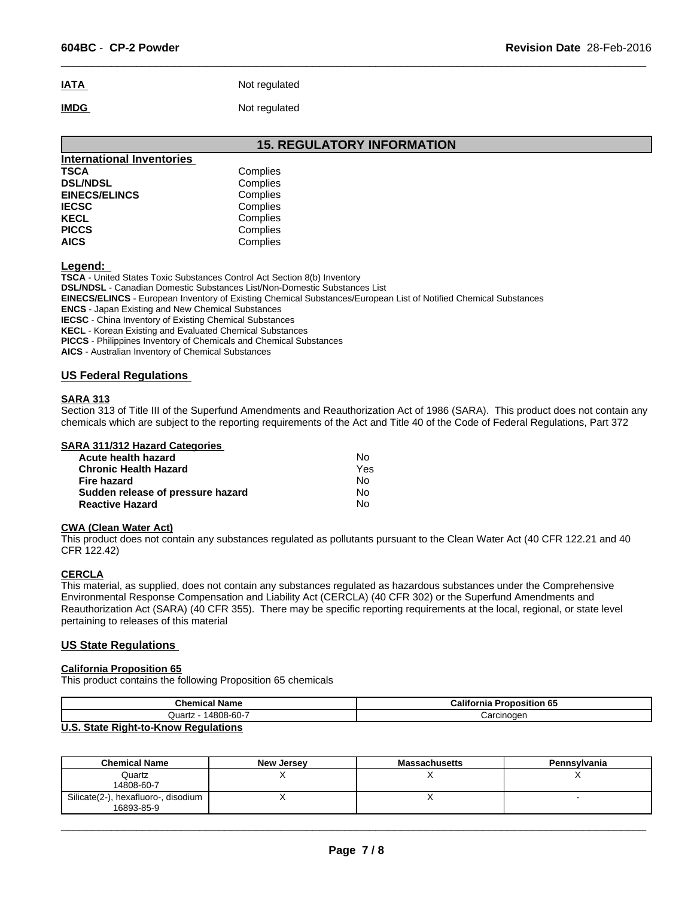**IATA** Not regulated

**IMDG** Not regulated

## 15. REGULATORY INFORMATION

### International Inventories

| | |
|---|---|
| **TSCA** | Complies |
| **DSL/NDSL** | Complies |
| **EINECS/ELINCS** | Complies |
| **IECSC** | Complies |
| **KECL** | Complies |
| **PICCS** | Complies |
| **AICS** | Complies |

**Legend:**

**TSCA** - United States Toxic Substances Control Act Section 8(b) Inventory
**DSL/NDSL** - Canadian Domestic Substances List/Non-Domestic Substances List
**EINECS/ELINCS** - European Inventory of Existing Chemical Substances/European List of Notified Chemical Substances
**ENCS** - Japan Existing and New Chemical Substances
**IECSC** - China Inventory of Existing Chemical Substances
**KECL** - Korean Existing and Evaluated Chemical Substances
**PICCS** - Philippines Inventory of Chemicals and Chemical Substances
**AICS** - Australian Inventory of Chemical Substances

### US Federal Regulations

**SARA 313**

Section 313 of Title III of the Superfund Amendments and Reauthorization Act of 1986 (SARA). This product does not contain any chemicals which are subject to the reporting requirements of the Act and Title 40 of the Code of Federal Regulations, Part 372

**SARA 311/312 Hazard Categories**

| | |
|---|---|
| **Acute health hazard** | No |
| **Chronic Health Hazard** | Yes |
| **Fire hazard** | No |
| **Sudden release of pressure hazard** | No |
| **Reactive Hazard** | No |

**CWA (Clean Water Act)**

This product does not contain any substances regulated as pollutants pursuant to the Clean Water Act (40 CFR 122.21 and 40 CFR 122.42)

**CERCLA**

This material, as supplied, does not contain any substances regulated as hazardous substances under the Comprehensive Environmental Response Compensation and Liability Act (CERCLA) (40 CFR 302) or the Superfund Amendments and Reauthorization Act (SARA) (40 CFR 355). There may be specific reporting requirements at the local, regional, or state level pertaining to releases of this material

### US State Regulations

**California Proposition 65**

This product contains the following Proposition 65 chemicals

| Chemical Name | California Proposition 65 |
|---|---|
| Quartz - 14808-60-7 | Carcinogen |

**U.S. State Right-to-Know Regulations**

| Chemical Name | New Jersey | Massachusetts | Pennsylvania |
|---|---|---|---|
| Quartz<br>14808-60-7 | X | X | X |
| Silicate(2-), hexafluoro-, disodium<br>16893-85-9 | X | X | - |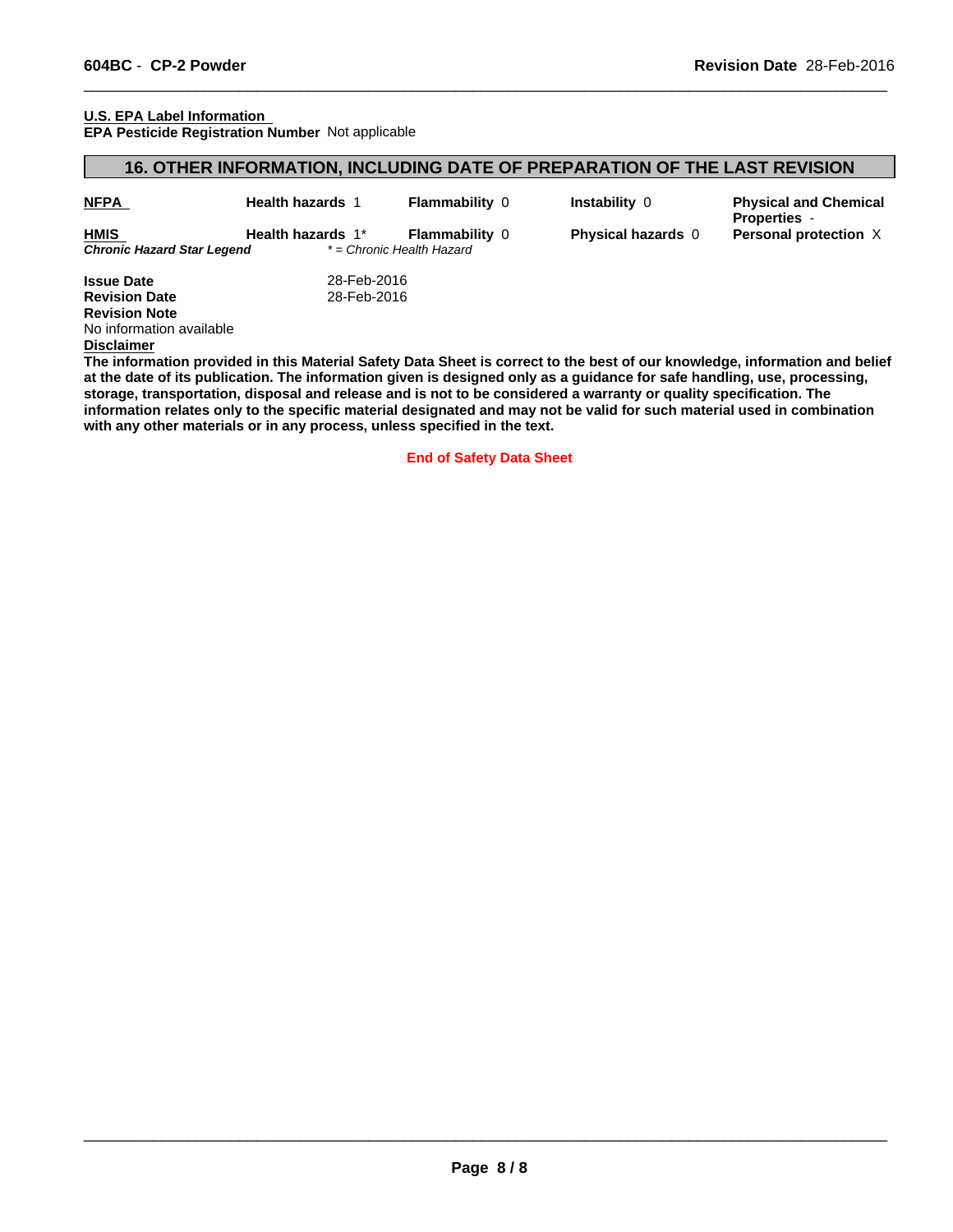**U.S. EPA Label Information**

**EPA Pesticide Registration Number** Not applicable

## 16. OTHER INFORMATION, INCLUDING DATE OF PREPARATION OF THE LAST REVISION

| | | | | |
|---|---|---|---|---|
| **NFPA** | **Health hazards** 1 | **Flammability** 0 | **Instability** 0 | **Physical and Chemical Properties** - |
| **HMIS** | **Health hazards** 1* | **Flammability** 0 | **Physical hazards** 0 | **Personal protection** X |

***Chronic Hazard Star Legend*** *\* = Chronic Health Hazard*

**Issue Date** 28-Feb-2016

**Revision Date** 28-Feb-2016

**Revision Note**

No information available

**Disclaimer**

**The information provided in this Material Safety Data Sheet is correct to the best of our knowledge, information and belief at the date of its publication. The information given is designed only as a guidance for safe handling, use, processing, storage, transportation, disposal and release and is not to be considered a warranty or quality specification. The information relates only to the specific material designated and may not be valid for such material used in combination with any other materials or in any process, unless specified in the text.**

**End of Safety Data Sheet**